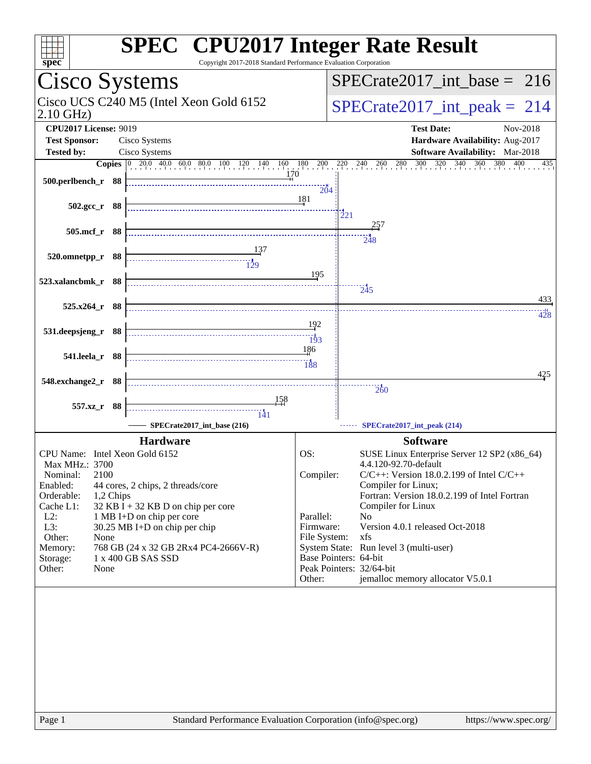# SPEC CPU2017 Integer Rate Result

Copyright 2017-2018 Standard Performance Evaluation Corporation

## Cisco Systems

Cisco UCS C240 M5 (Intel Xeon Gold 6152 2.10 GHz)

SPECrate2017_int_base = 216

SPECrate2017_int_peak = 214

**CPU2017 License:** 9019
**Test Sponsor:** Cisco Systems
**Tested by:** Cisco Systems

**Test Date:** Nov-2018
**Hardware Availability:** Aug-2017
**Software Availability:** Mar-2018

| Benchmark | Copies | Base | Peak |
|---|---|---|---|
| 500.perlbench_r | 88 | 170 | 204 |
| 502.gcc_r | 88 | 181 | 221 |
| 505.mcf_r | 88 | 257 | 248 |
| 520.omnetpp_r | 88 | 137 | 129 |
| 523.xalancbmk_r | 88 | 195 | 245 |
| 525.x264_r | 88 | 433 | 428 |
| 531.deepsjeng_r | 88 | 192 | 193 |
| 541.leela_r | 88 | 186 | 188 |
| 548.exchange2_r | 88 | 425 | 260 |
| 557.xz_r | 88 | 158 | 141 |

SPECrate2017_int_base (216) — SPECrate2017_int_peak (214)

### Hardware

| | |
|---|---|
| CPU Name: | Intel Xeon Gold 6152 |
| Max MHz.: | 3700 |
| Nominal: | 2100 |
| Enabled: | 44 cores, 2 chips, 2 threads/core |
| Orderable: | 1,2 Chips |
| Cache L1: | 32 KB I + 32 KB D on chip per core |
| L2: | 1 MB I+D on chip per core |
| L3: | 30.25 MB I+D on chip per chip |
| Other: | None |
| Memory: | 768 GB (24 x 32 GB 2Rx4 PC4-2666V-R) |
| Storage: | 1 x 400 GB SAS SSD |
| Other: | None |

### Software

| | |
|---|---|
| OS: | SUSE Linux Enterprise Server 12 SP2 (x86_64) 4.4.120-92.70-default |
| Compiler: | C/C++: Version 18.0.2.199 of Intel C/C++ Compiler for Linux; Fortran: Version 18.0.2.199 of Intel Fortran Compiler for Linux |
| Parallel: | No |
| Firmware: | Version 4.0.1 released Oct-2018 |
| File System: | xfs |
| System State: | Run level 3 (multi-user) |
| Base Pointers: | 64-bit |
| Peak Pointers: | 32/64-bit |
| Other: | jemalloc memory allocator V5.0.1 |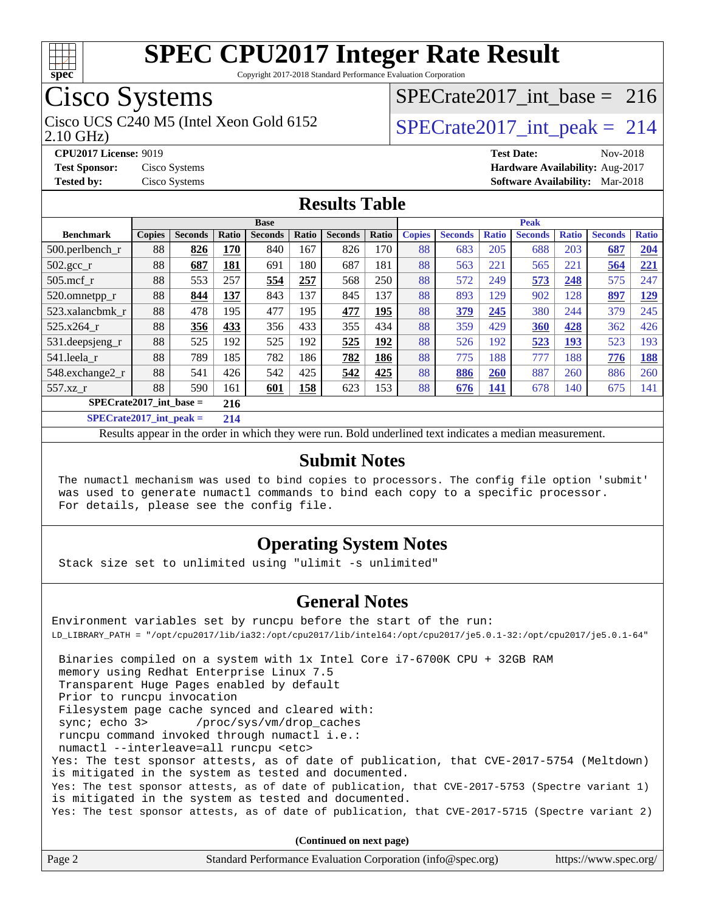# SPEC CPU2017 Integer Rate Result

Copyright 2017-2018 Standard Performance Evaluation Corporation

## Cisco Systems

Cisco UCS C240 M5 (Intel Xeon Gold 6152 2.10 GHz)

SPECrate2017_int_base = 216

SPECrate2017_int_peak = 214

**CPU2017 License:** 9019
**Test Sponsor:** Cisco Systems
**Tested by:** Cisco Systems

**Test Date:** Nov-2018
**Hardware Availability:** Aug-2017
**Software Availability:** Mar-2018

## Results Table

| | Base | | | | | | | Peak | | | | | | |
|---|---|---|---|---|---|---|---|---|---|---|---|---|---|---|
| **Benchmark** | **Copies** | **Seconds** | **Ratio** | **Seconds** | **Ratio** | **Seconds** | **Ratio** | **Copies** | **Seconds** | **Ratio** | **Seconds** | **Ratio** | **Seconds** | **Ratio** |
| 500.perlbench_r | 88 | **826** | **170** | 840 | 167 | 826 | 170 | 88 | 683 | 205 | 688 | 203 | **687** | **204** |
| 502.gcc_r | 88 | **687** | **181** | 691 | 180 | 687 | 181 | 88 | 563 | 221 | 565 | 221 | **564** | **221** |
| 505.mcf_r | 88 | 553 | 257 | **554** | **257** | 568 | 250 | 88 | 572 | 249 | **573** | **248** | 575 | 247 |
| 520.omnetpp_r | 88 | **844** | **137** | 843 | 137 | 845 | 137 | 88 | 893 | 129 | 902 | 128 | **897** | **129** |
| 523.xalancbmk_r | 88 | 478 | 195 | 477 | 195 | **477** | **195** | 88 | **379** | **245** | 380 | 244 | 379 | 245 |
| 525.x264_r | 88 | **356** | **433** | 356 | 433 | 355 | 434 | 88 | 359 | 429 | **360** | **428** | 362 | 426 |
| 531.deepsjeng_r | 88 | 525 | 192 | 525 | 192 | **525** | **192** | 88 | 526 | 192 | **523** | **193** | 523 | 193 |
| 541.leela_r | 88 | 789 | 185 | 782 | 186 | **782** | **186** | 88 | 775 | 188 | 777 | 188 | **776** | **188** |
| 548.exchange2_r | 88 | 541 | 426 | 542 | 425 | **542** | **425** | 88 | **886** | **260** | 887 | 260 | 886 | 260 |
| 557.xz_r | 88 | 590 | 161 | **601** | **158** | 623 | 153 | 88 | **676** | **141** | 678 | 140 | 675 | 141 |

**SPECrate2017_int_base = 216**

**SPECrate2017_int_peak = 214**

Results appear in the order in which they were run. Bold underlined text indicates a median measurement.

## Submit Notes

```
The numactl mechanism was used to bind copies to processors. The config file option 'submit'
was used to generate numactl commands to bind each copy to a specific processor.
For details, please see the config file.
```

## Operating System Notes

```
Stack size set to unlimited using "ulimit -s unlimited"
```

## General Notes

```
Environment variables set by runcpu before the start of the run:
LD_LIBRARY_PATH = "/opt/cpu2017/lib/ia32:/opt/cpu2017/lib/intel64:/opt/cpu2017/je5.0.1-32:/opt/cpu2017/je5.0.1-64"

 Binaries compiled on a system with 1x Intel Core i7-6700K CPU + 32GB RAM
 memory using Redhat Enterprise Linux 7.5
 Transparent Huge Pages enabled by default
 Prior to runcpu invocation
 Filesystem page cache synced and cleared with:
 sync; echo 3>       /proc/sys/vm/drop_caches
 runcpu command invoked through numactl i.e.:
 numactl --interleave=all runcpu <etc>
Yes: The test sponsor attests, as of date of publication, that CVE-2017-5754 (Meltdown)
is mitigated in the system as tested and documented.
Yes: The test sponsor attests, as of date of publication, that CVE-2017-5753 (Spectre variant 1)
is mitigated in the system as tested and documented.
Yes: The test sponsor attests, as of date of publication, that CVE-2017-5715 (Spectre variant 2)
```

**(Continued on next page)**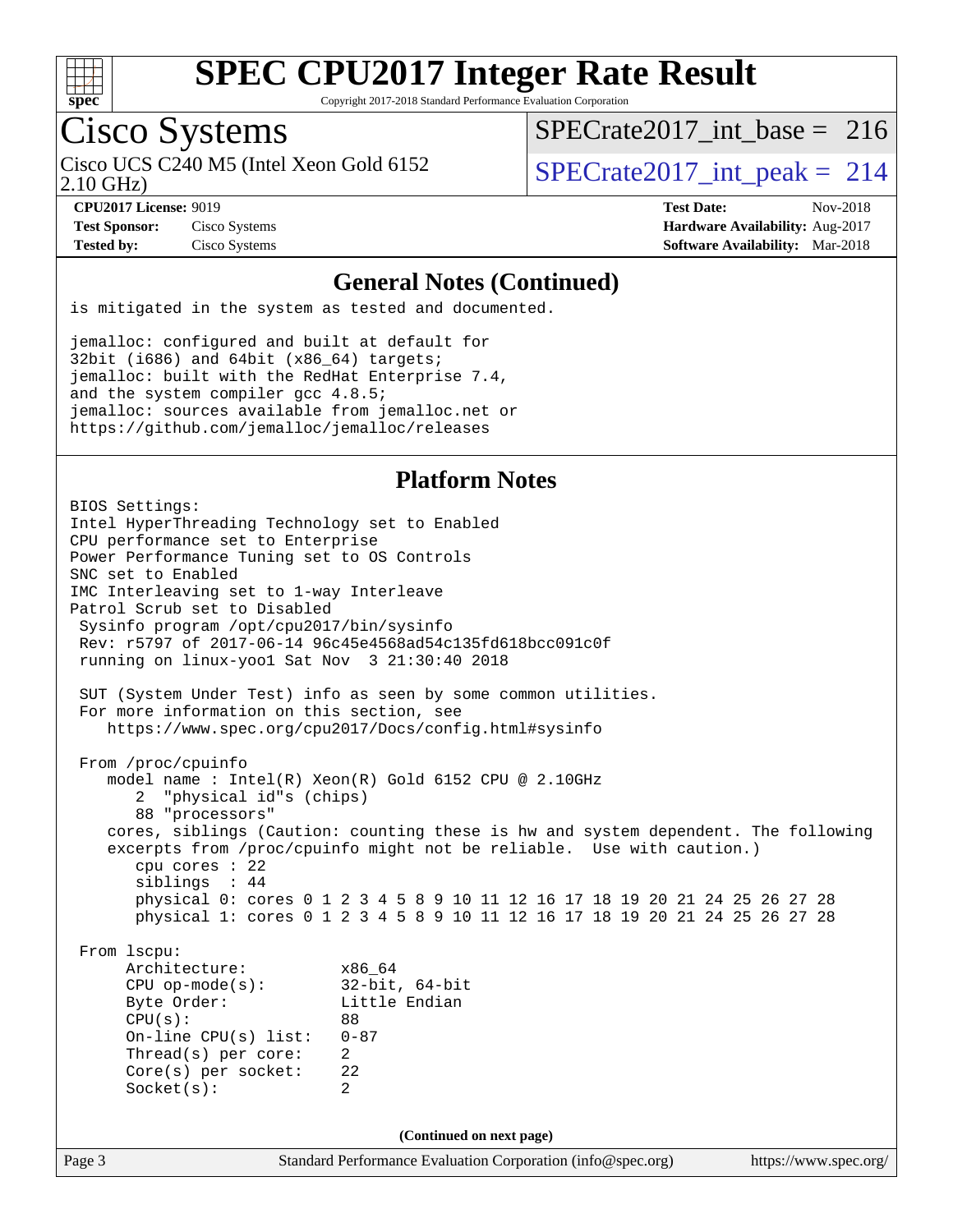## General Notes (Continued)

```
is mitigated in the system as tested and documented.

jemalloc: configured and built at default for
32bit (i686) and 64bit (x86_64) targets;
jemalloc: built with the RedHat Enterprise 7.4,
and the system compiler gcc 4.8.5;
jemalloc: sources available from jemalloc.net or
https://github.com/jemalloc/jemalloc/releases
```

## Platform Notes

```
BIOS Settings:
Intel HyperThreading Technology set to Enabled
CPU performance set to Enterprise
Power Performance Tuning set to OS Controls
SNC set to Enabled
IMC Interleaving set to 1-way Interleave
Patrol Scrub set to Disabled
 Sysinfo program /opt/cpu2017/bin/sysinfo
 Rev: r5797 of 2017-06-14 96c45e4568ad54c135fd618bcc091c0f
 running on linux-yoo1 Sat Nov  3 21:30:40 2018

 SUT (System Under Test) info as seen by some common utilities.
 For more information on this section, see
    https://www.spec.org/cpu2017/Docs/config.html#sysinfo

 From /proc/cpuinfo
    model name : Intel(R) Xeon(R) Gold 6152 CPU @ 2.10GHz
       2  "physical id"s (chips)
       88 "processors"
    cores, siblings (Caution: counting these is hw and system dependent. The following
    excerpts from /proc/cpuinfo might not be reliable.  Use with caution.)
       cpu cores : 22
       siblings  : 44
       physical 0: cores 0 1 2 3 4 5 8 9 10 11 12 16 17 18 19 20 21 24 25 26 27 28
       physical 1: cores 0 1 2 3 4 5 8 9 10 11 12 16 17 18 19 20 21 24 25 26 27 28

 From lscpu:
      Architecture:          x86_64
      CPU op-mode(s):        32-bit, 64-bit
      Byte Order:            Little Endian
      CPU(s):                88
      On-line CPU(s) list:   0-87
      Thread(s) per core:    2
      Core(s) per socket:    22
      Socket(s):             2
```

(Continued on next page)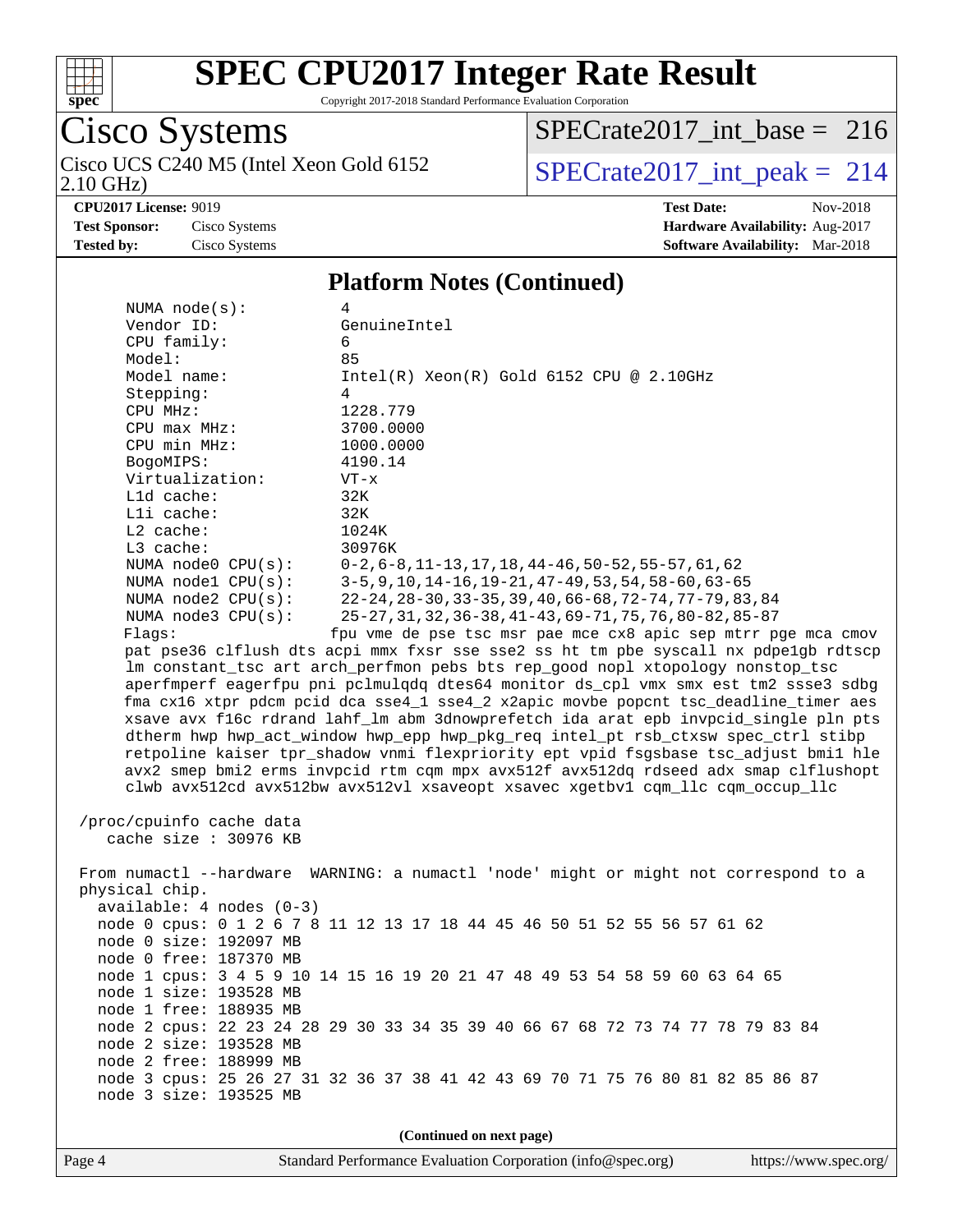# Platform Notes (Continued)

```
    NUMA node(s):          4
    Vendor ID:             GenuineIntel
    CPU family:            6
    Model:                 85
    Model name:            Intel(R) Xeon(R) Gold 6152 CPU @ 2.10GHz
    Stepping:              4
    CPU MHz:               1228.779
    CPU max MHz:           3700.0000
    CPU min MHz:           1000.0000
    BogoMIPS:              4190.14
    Virtualization:        VT-x
    L1d cache:             32K
    L1i cache:             32K
    L2 cache:              1024K
    L3 cache:              30976K
    NUMA node0 CPU(s):     0-2,6-8,11-13,17,18,44-46,50-52,55-57,61,62
    NUMA node1 CPU(s):     3-5,9,10,14-16,19-21,47-49,53,54,58-60,63-65
    NUMA node2 CPU(s):     22-24,28-30,33-35,39,40,66-68,72-74,77-79,83,84
    NUMA node3 CPU(s):     25-27,31,32,36-38,41-43,69-71,75,76,80-82,85-87
    Flags:                 fpu vme de pse tsc msr pae mce cx8 apic sep mtrr pge mca cmov
    pat pse36 clflush dts acpi mmx fxsr sse sse2 ss ht tm pbe syscall nx pdpe1gb rdtscp
    lm constant_tsc art arch_perfmon pebs bts rep_good nopl xtopology nonstop_tsc
    aperfmperf eagerfpu pni pclmulqdq dtes64 monitor ds_cpl vmx smx est tm2 ssse3 sdbg
    fma cx16 xtpr pdcm pcid dca sse4_1 sse4_2 x2apic movbe popcnt tsc_deadline_timer aes
    xsave avx f16c rdrand lahf_lm abm 3dnowprefetch ida arat epb invpcid_single pln pts
    dtherm hwp hwp_act_window hwp_epp hwp_pkg_req intel_pt rsb_ctxsw spec_ctrl stibp
    retpoline kaiser tpr_shadow vnmi flexpriority ept vpid fsgsbase tsc_adjust bmi1 hle
    avx2 smep bmi2 erms invpcid rtm cqm mpx avx512f avx512dq rdseed adx smap clflushopt
    clwb avx512cd avx512bw avx512vl xsaveopt xsavec xgetbv1 cqm_llc cqm_occup_llc

 /proc/cpuinfo cache data
    cache size : 30976 KB

 From numactl --hardware  WARNING: a numactl 'node' might or might not correspond to a
 physical chip.
   available: 4 nodes (0-3)
   node 0 cpus: 0 1 2 6 7 8 11 12 13 17 18 44 45 46 50 51 52 55 56 57 61 62
   node 0 size: 192097 MB
   node 0 free: 187370 MB
   node 1 cpus: 3 4 5 9 10 14 15 16 19 20 21 47 48 49 53 54 58 59 60 63 64 65
   node 1 size: 193528 MB
   node 1 free: 188935 MB
   node 2 cpus: 22 23 24 28 29 30 33 34 35 39 40 66 67 68 72 73 74 77 78 79 83 84
   node 2 size: 193528 MB
   node 2 free: 188999 MB
   node 3 cpus: 25 26 27 31 32 36 37 38 41 42 43 69 70 71 75 76 80 81 82 85 86 87
   node 3 size: 193525 MB
```

(Continued on next page)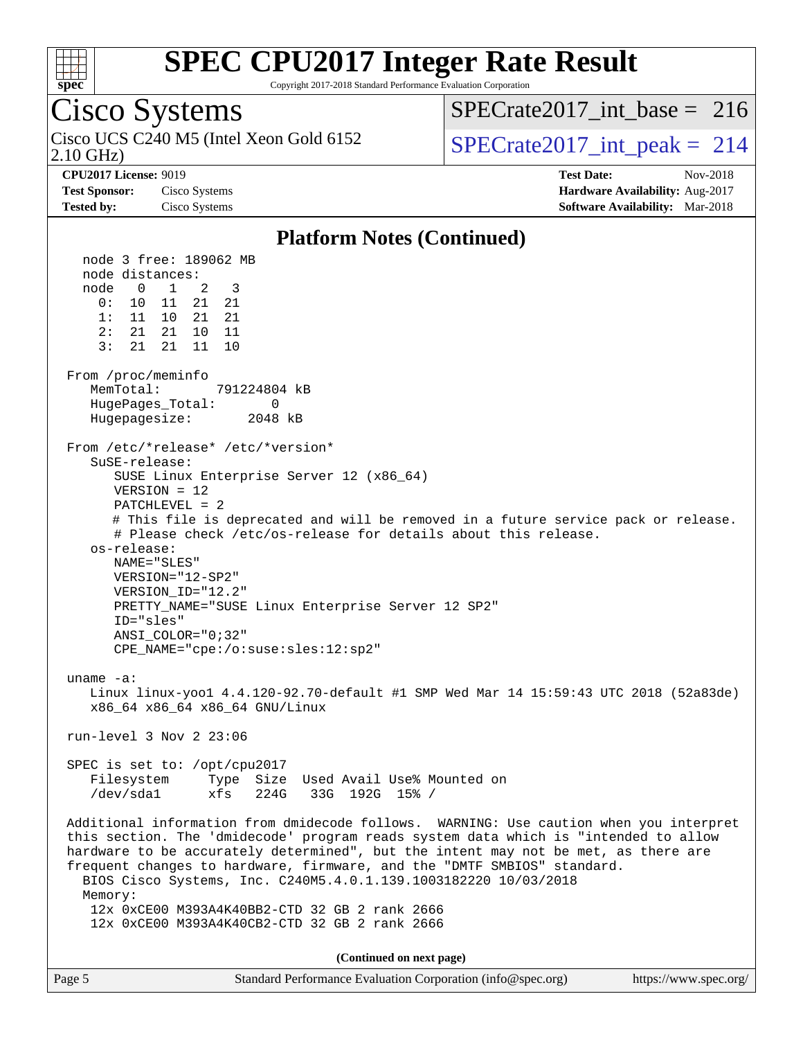# SPEC CPU2017 Integer Rate Result

Copyright 2017-2018 Standard Performance Evaluation Corporation

## Cisco Systems

Cisco UCS C240 M5 (Intel Xeon Gold 6152 2.10 GHz)

SPECrate2017_int_base = 216

SPECrate2017_int_peak = 214

**CPU2017 License:** 9019
**Test Sponsor:** Cisco Systems
**Tested by:** Cisco Systems

**Test Date:** Nov-2018
**Hardware Availability:** Aug-2017
**Software Availability:** Mar-2018

### Platform Notes (Continued)

```
   node 3 free: 189062 MB
   node distances:
   node   0   1   2   3
     0:  10  11  21  21
     1:  11  10  21  21
     2:  21  21  10  11
     3:  21  21  11  10

 From /proc/meminfo
    MemTotal:       791224804 kB
    HugePages_Total:       0
    Hugepagesize:       2048 kB

 From /etc/*release* /etc/*version*
    SuSE-release:
       SUSE Linux Enterprise Server 12 (x86_64)
       VERSION = 12
       PATCHLEVEL = 2
       # This file is deprecated and will be removed in a future service pack or release.
       # Please check /etc/os-release for details about this release.
    os-release:
       NAME="SLES"
       VERSION="12-SP2"
       VERSION_ID="12.2"
       PRETTY_NAME="SUSE Linux Enterprise Server 12 SP2"
       ID="sles"
       ANSI_COLOR="0;32"
       CPE_NAME="cpe:/o:suse:sles:12:sp2"

 uname -a:
    Linux linux-yoo1 4.4.120-92.70-default #1 SMP Wed Mar 14 15:59:43 UTC 2018 (52a83de)
    x86_64 x86_64 x86_64 GNU/Linux

 run-level 3 Nov 2 23:06

 SPEC is set to: /opt/cpu2017
    Filesystem     Type  Size  Used Avail Use% Mounted on
    /dev/sda1      xfs   224G   33G  192G  15% /

 Additional information from dmidecode follows.  WARNING: Use caution when you interpret
 this section. The 'dmidecode' program reads system data which is "intended to allow
 hardware to be accurately determined", but the intent may not be met, as there are
 frequent changes to hardware, firmware, and the "DMTF SMBIOS" standard.
   BIOS Cisco Systems, Inc. C240M5.4.0.1.139.1003182220 10/03/2018
   Memory:
    12x 0xCE00 M393A4K40BB2-CTD 32 GB 2 rank 2666
    12x 0xCE00 M393A4K40CB2-CTD 32 GB 2 rank 2666
```

**(Continued on next page)**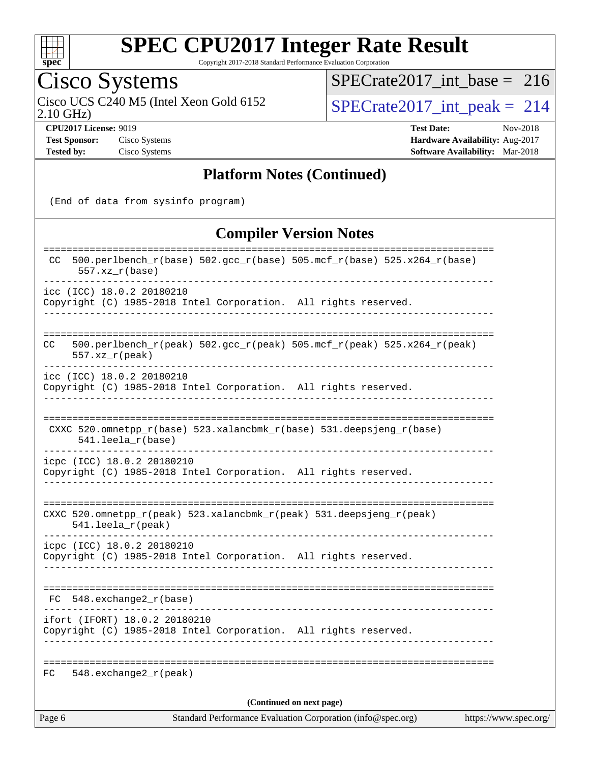## Platform Notes (Continued)

```
 (End of data from sysinfo program)
```

## Compiler Version Notes

```
==============================================================================
 CC  500.perlbench_r(base) 502.gcc_r(base) 505.mcf_r(base) 525.x264_r(base)
      557.xz_r(base)
------------------------------------------------------------------------------
icc (ICC) 18.0.2 20180210
Copyright (C) 1985-2018 Intel Corporation.  All rights reserved.
------------------------------------------------------------------------------

==============================================================================
CC   500.perlbench_r(peak) 502.gcc_r(peak) 505.mcf_r(peak) 525.x264_r(peak)
     557.xz_r(peak)
------------------------------------------------------------------------------
icc (ICC) 18.0.2 20180210
Copyright (C) 1985-2018 Intel Corporation.  All rights reserved.
------------------------------------------------------------------------------

==============================================================================
 CXXC 520.omnetpp_r(base) 523.xalancbmk_r(base) 531.deepsjeng_r(base)
      541.leela_r(base)
------------------------------------------------------------------------------
icpc (ICC) 18.0.2 20180210
Copyright (C) 1985-2018 Intel Corporation.  All rights reserved.
------------------------------------------------------------------------------

==============================================================================
CXXC 520.omnetpp_r(peak) 523.xalancbmk_r(peak) 531.deepsjeng_r(peak)
     541.leela_r(peak)
------------------------------------------------------------------------------
icpc (ICC) 18.0.2 20180210
Copyright (C) 1985-2018 Intel Corporation.  All rights reserved.
------------------------------------------------------------------------------

==============================================================================
 FC  548.exchange2_r(base)
------------------------------------------------------------------------------
ifort (IFORT) 18.0.2 20180210
Copyright (C) 1985-2018 Intel Corporation.  All rights reserved.
------------------------------------------------------------------------------

==============================================================================
FC   548.exchange2_r(peak)
```

(Continued on next page)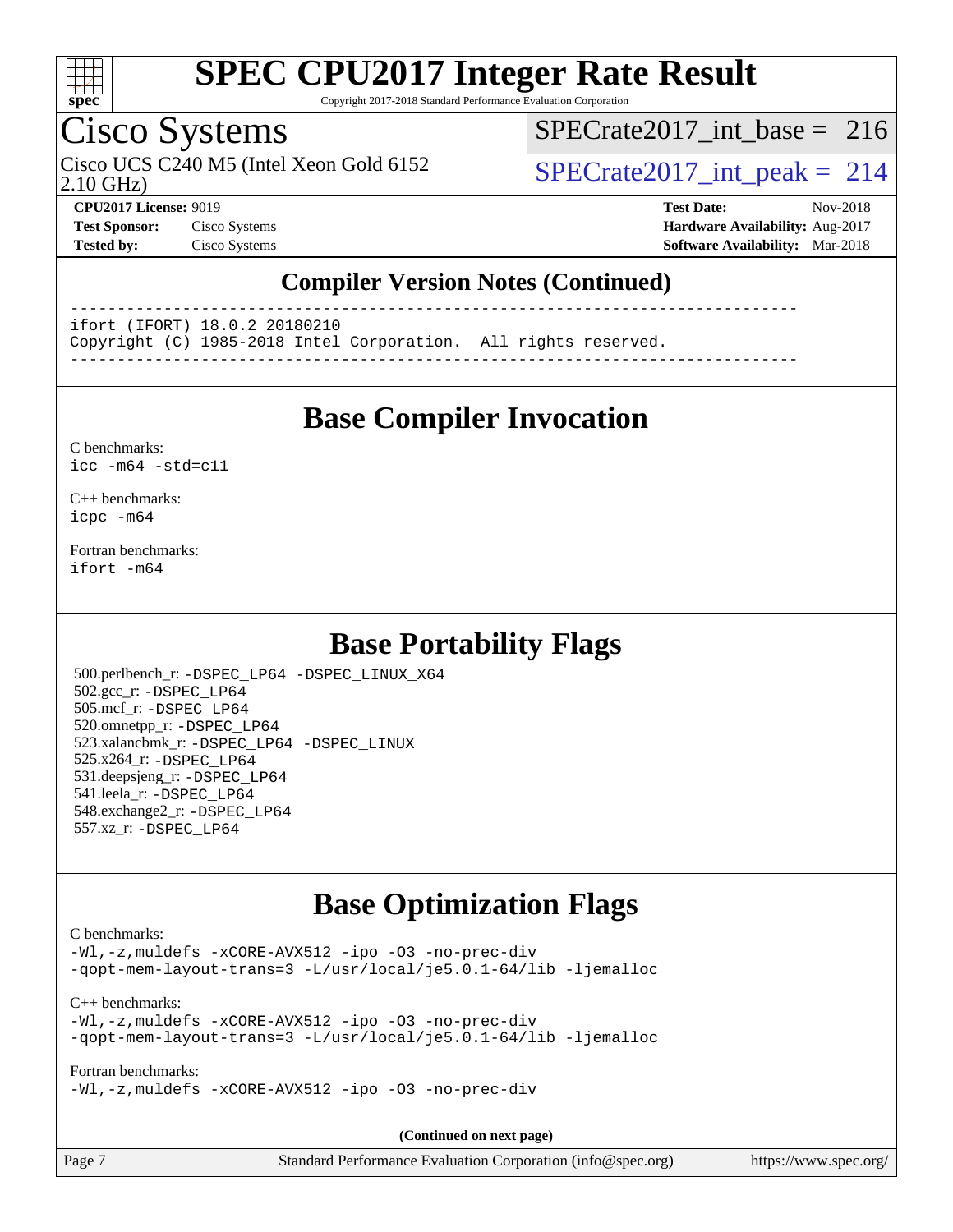## Compiler Version Notes (Continued)

```
------------------------------------------------------------------------------
ifort (IFORT) 18.0.2 20180210
Copyright (C) 1985-2018 Intel Corporation.  All rights reserved.
------------------------------------------------------------------------------
```

## Base Compiler Invocation

C benchmarks:
`icc -m64 -std=c11`

C++ benchmarks:
`icpc -m64`

Fortran benchmarks:
`ifort -m64`

## Base Portability Flags

500.perlbench_r: `-DSPEC_LP64 -DSPEC_LINUX_X64`
502.gcc_r: `-DSPEC_LP64`
505.mcf_r: `-DSPEC_LP64`
520.omnetpp_r: `-DSPEC_LP64`
523.xalancbmk_r: `-DSPEC_LP64 -DSPEC_LINUX`
525.x264_r: `-DSPEC_LP64`
531.deepsjeng_r: `-DSPEC_LP64`
541.leela_r: `-DSPEC_LP64`
548.exchange2_r: `-DSPEC_LP64`
557.xz_r: `-DSPEC_LP64`

## Base Optimization Flags

C benchmarks:
```
-Wl,-z,muldefs -xCORE-AVX512 -ipo -O3 -no-prec-div
-qopt-mem-layout-trans=3 -L/usr/local/je5.0.1-64/lib -ljemalloc
```

C++ benchmarks:
```
-Wl,-z,muldefs -xCORE-AVX512 -ipo -O3 -no-prec-div
-qopt-mem-layout-trans=3 -L/usr/local/je5.0.1-64/lib -ljemalloc
```

Fortran benchmarks:
```
-Wl,-z,muldefs -xCORE-AVX512 -ipo -O3 -no-prec-div
```

**(Continued on next page)**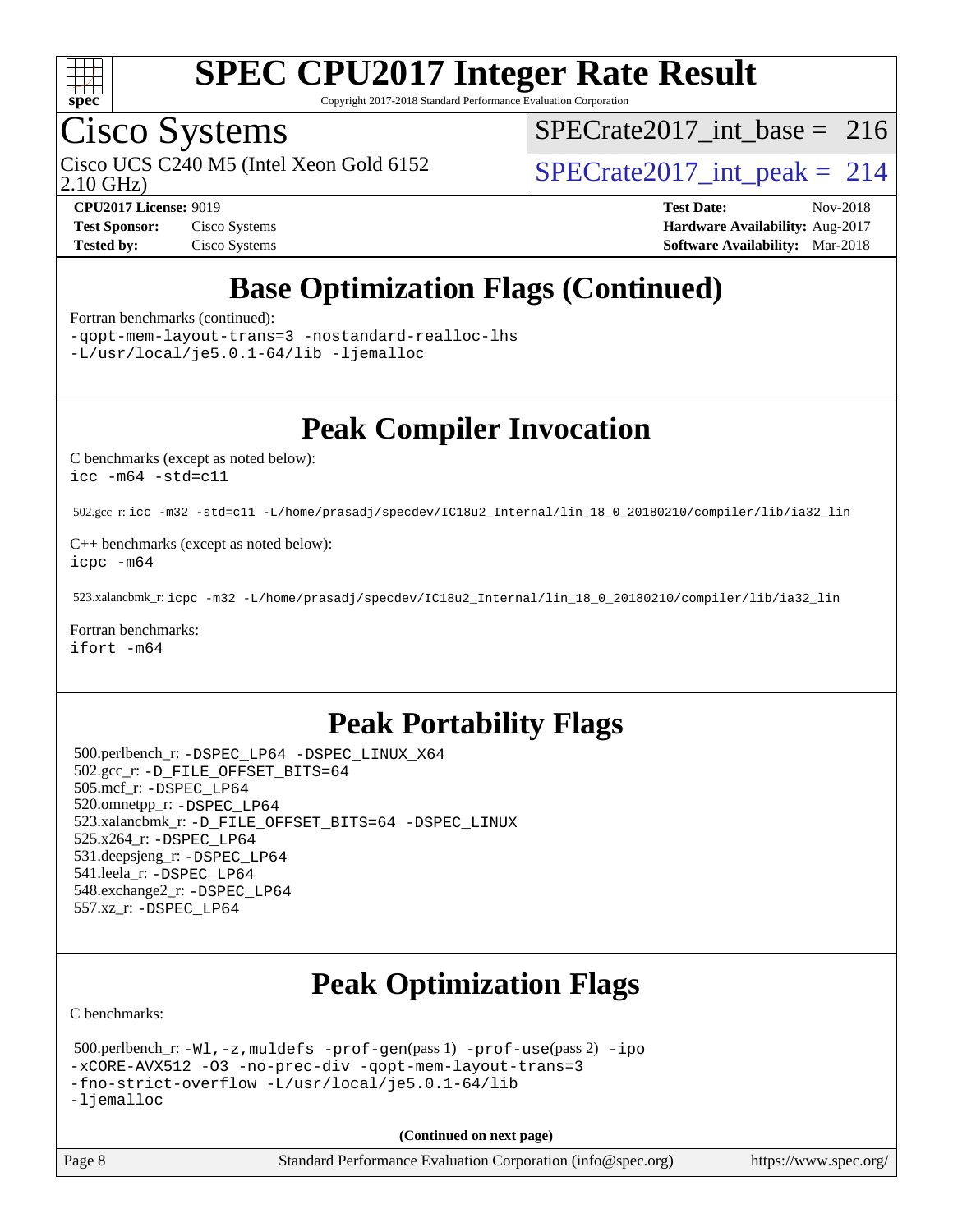# Base Optimization Flags (Continued)

Fortran benchmarks (continued):

```
-qopt-mem-layout-trans=3 -nostandard-realloc-lhs
-L/usr/local/je5.0.1-64/lib -ljemalloc
```

# Peak Compiler Invocation

C benchmarks (except as noted below):

```
icc -m64 -std=c11
```

502.gcc_r: `icc -m32 -std=c11 -L/home/prasadj/specdev/IC18u2_Internal/lin_18_0_20180210/compiler/lib/ia32_lin`

C++ benchmarks (except as noted below):

```
icpc -m64
```

523.xalancbmk_r: `icpc -m32 -L/home/prasadj/specdev/IC18u2_Internal/lin_18_0_20180210/compiler/lib/ia32_lin`

Fortran benchmarks:

```
ifort -m64
```

# Peak Portability Flags

500.perlbench_r: `-DSPEC_LP64 -DSPEC_LINUX_X64`
502.gcc_r: `-D_FILE_OFFSET_BITS=64`
505.mcf_r: `-DSPEC_LP64`
520.omnetpp_r: `-DSPEC_LP64`
523.xalancbmk_r: `-D_FILE_OFFSET_BITS=64 -DSPEC_LINUX`
525.x264_r: `-DSPEC_LP64`
531.deepsjeng_r: `-DSPEC_LP64`
541.leela_r: `-DSPEC_LP64`
548.exchange2_r: `-DSPEC_LP64`
557.xz_r: `-DSPEC_LP64`

# Peak Optimization Flags

C benchmarks:

500.perlbench_r: `-Wl,-z,muldefs -prof-gen`(pass 1) `-prof-use`(pass 2) `-ipo -xCORE-AVX512 -O3 -no-prec-div -qopt-mem-layout-trans=3 -fno-strict-overflow -L/usr/local/je5.0.1-64/lib -ljemalloc`

**(Continued on next page)**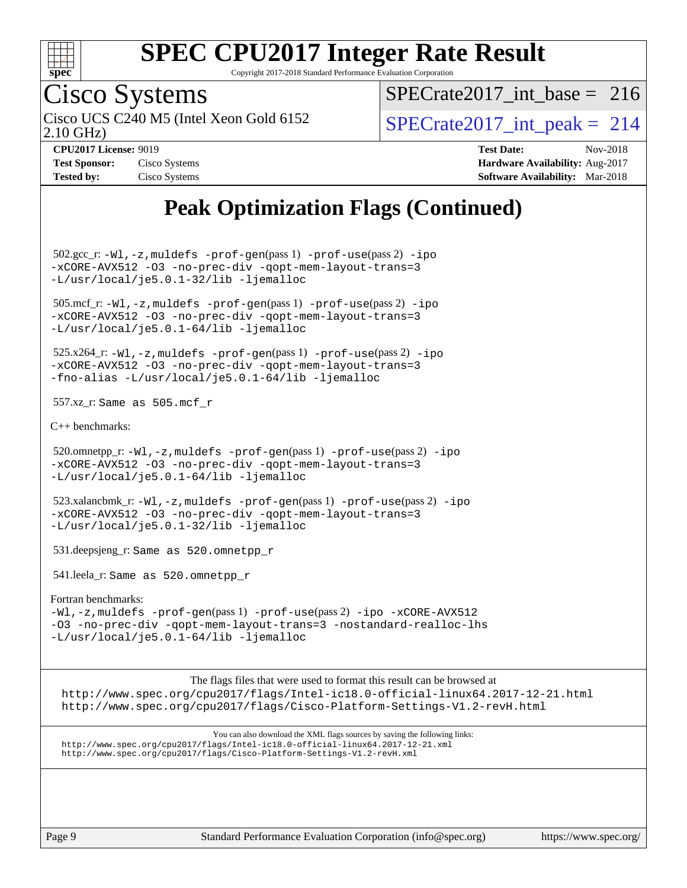# Peak Optimization Flags (Continued)

502.gcc_r: `-Wl,-z,muldefs -prof-gen`(pass 1) `-prof-use`(pass 2) `-ipo -xCORE-AVX512 -O3 -no-prec-div -qopt-mem-layout-trans=3 -L/usr/local/je5.0.1-32/lib -ljemalloc`

505.mcf_r: `-Wl,-z,muldefs -prof-gen`(pass 1) `-prof-use`(pass 2) `-ipo -xCORE-AVX512 -O3 -no-prec-div -qopt-mem-layout-trans=3 -L/usr/local/je5.0.1-64/lib -ljemalloc`

525.x264_r: `-Wl,-z,muldefs -prof-gen`(pass 1) `-prof-use`(pass 2) `-ipo -xCORE-AVX512 -O3 -no-prec-div -qopt-mem-layout-trans=3 -fno-alias -L/usr/local/je5.0.1-64/lib -ljemalloc`

557.xz_r: Same as 505.mcf_r

C++ benchmarks:

520.omnetpp_r: `-Wl,-z,muldefs -prof-gen`(pass 1) `-prof-use`(pass 2) `-ipo -xCORE-AVX512 -O3 -no-prec-div -qopt-mem-layout-trans=3 -L/usr/local/je5.0.1-64/lib -ljemalloc`

523.xalancbmk_r: `-Wl,-z,muldefs -prof-gen`(pass 1) `-prof-use`(pass 2) `-ipo -xCORE-AVX512 -O3 -no-prec-div -qopt-mem-layout-trans=3 -L/usr/local/je5.0.1-32/lib -ljemalloc`

531.deepsjeng_r: Same as 520.omnetpp_r

541.leela_r: Same as 520.omnetpp_r

Fortran benchmarks:
`-Wl,-z,muldefs -prof-gen`(pass 1) `-prof-use`(pass 2) `-ipo -xCORE-AVX512 -O3 -no-prec-div -qopt-mem-layout-trans=3 -nostandard-realloc-lhs -L/usr/local/je5.0.1-64/lib -ljemalloc`

The flags files that were used to format this result can be browsed at
http://www.spec.org/cpu2017/flags/Intel-ic18.0-official-linux64.2017-12-21.html
http://www.spec.org/cpu2017/flags/Cisco-Platform-Settings-V1.2-revH.html

You can also download the XML flags sources by saving the following links:
http://www.spec.org/cpu2017/flags/Intel-ic18.0-official-linux64.2017-12-21.xml
http://www.spec.org/cpu2017/flags/Cisco-Platform-Settings-V1.2-revH.xml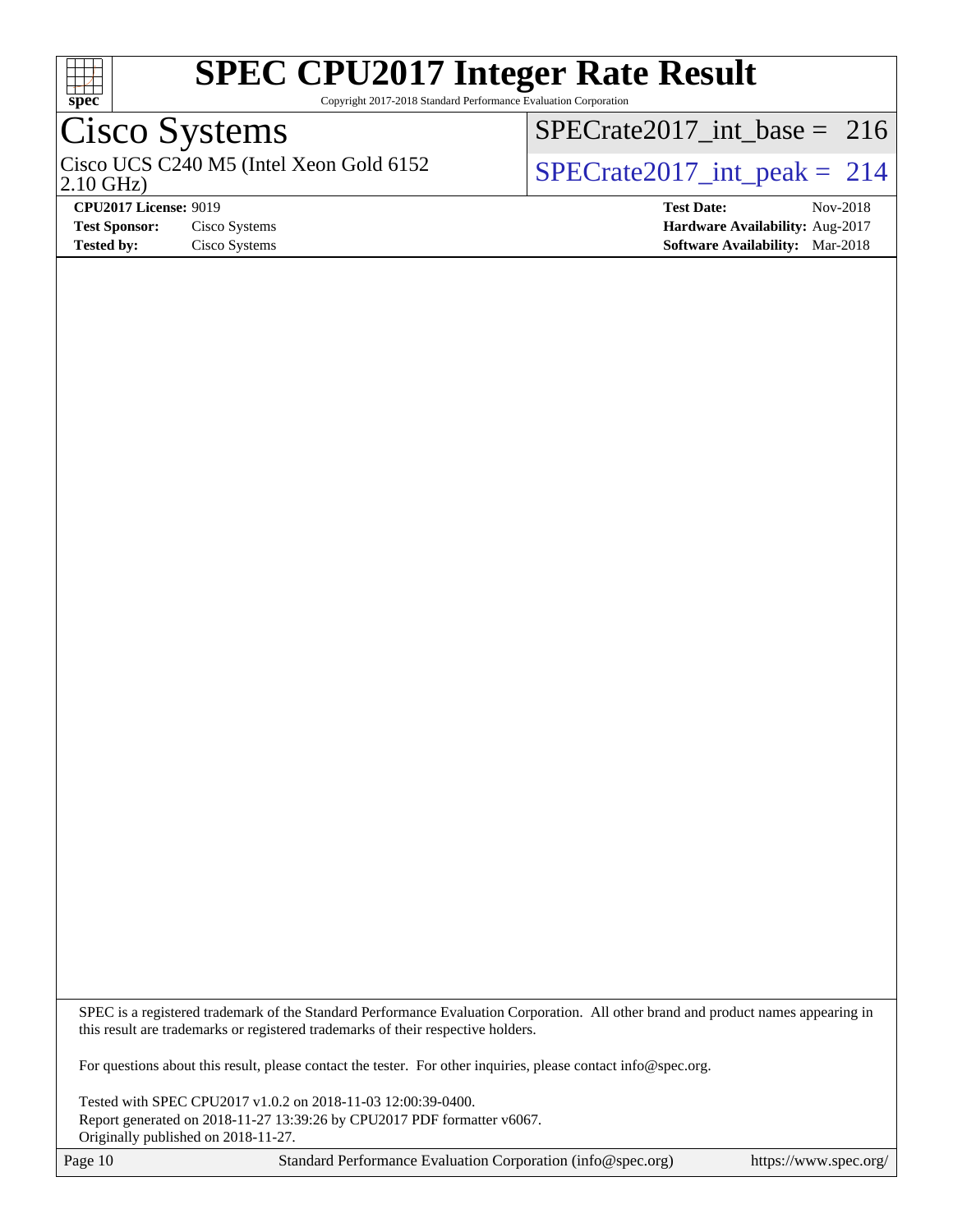SPEC is a registered trademark of the Standard Performance Evaluation Corporation. All other brand and product names appearing in this result are trademarks or registered trademarks of their respective holders.

For questions about this result, please contact the tester. For other inquiries, please contact info@spec.org.

Tested with SPEC CPU2017 v1.0.2 on 2018-11-03 12:00:39-0400.
Report generated on 2018-11-27 13:39:26 by CPU2017 PDF formatter v6067.
Originally published on 2018-11-27.